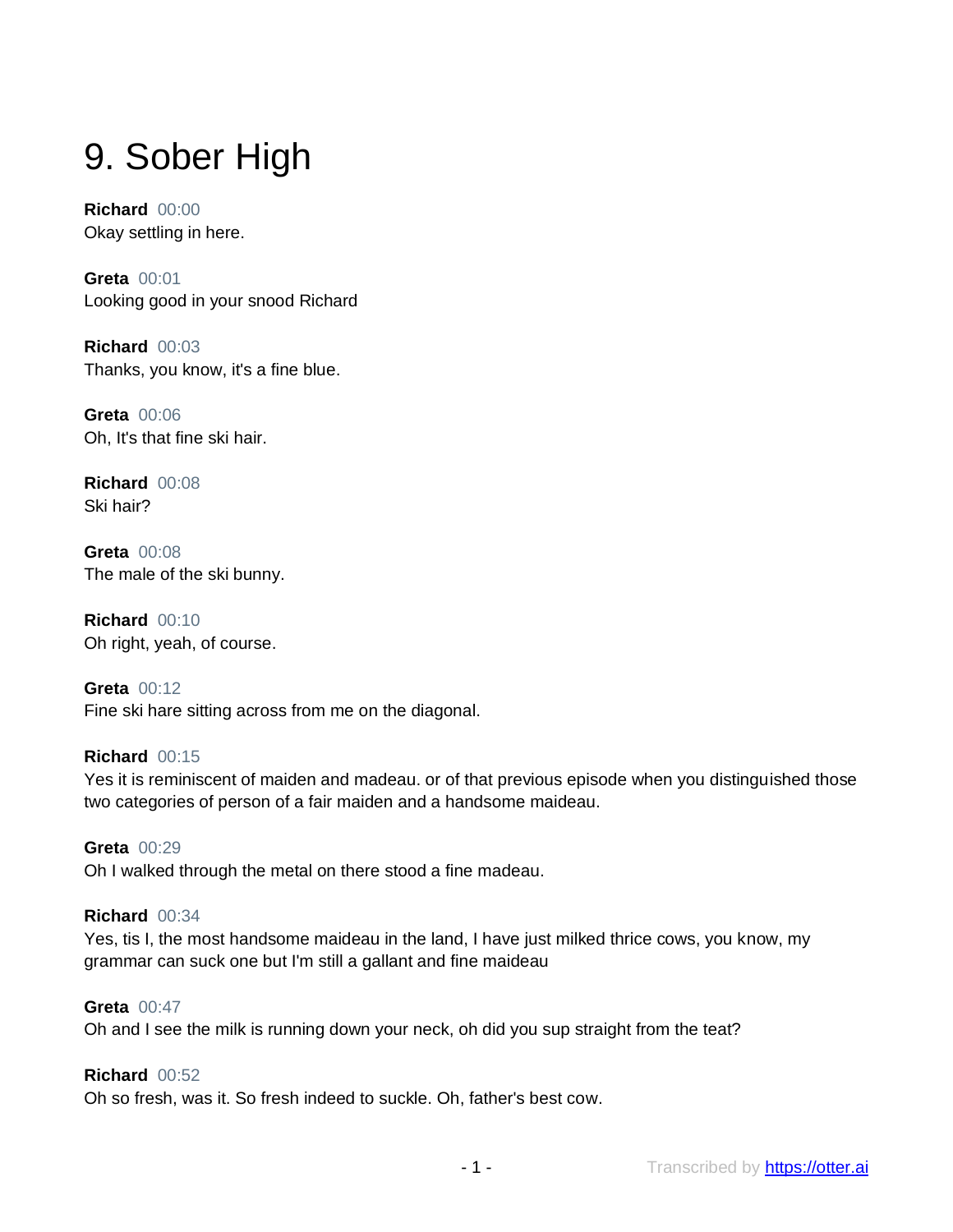# 9. Sober High

**Richard** 00:00
Okay settling in here.

**Greta** 00:01
Looking good in your snood Richard

**Richard** 00:03
Thanks, you know, it's a fine blue.

**Greta** 00:06
Oh, It's that fine ski hair.

**Richard** 00:08
Ski hair?

**Greta** 00:08
The male of the ski bunny.

**Richard** 00:10
Oh right, yeah, of course.

**Greta** 00:12
Fine ski hare sitting across from me on the diagonal.

**Richard** 00:15
Yes it is reminiscent of maiden and madeau. or of that previous episode when you distinguished those two categories of person of a fair maiden and a handsome maideau.

**Greta** 00:29
Oh I walked through the metal on there stood a fine madeau.

**Richard** 00:34
Yes, tis I, the most handsome maideau in the land, I have just milked thrice cows, you know, my grammar can suck one but I'm still a gallant and fine maideau

**Greta** 00:47
Oh and I see the milk is running down your neck, oh did you sup straight from the teat?

**Richard** 00:52
Oh so fresh, was it. So fresh indeed to suckle. Oh, father's best cow.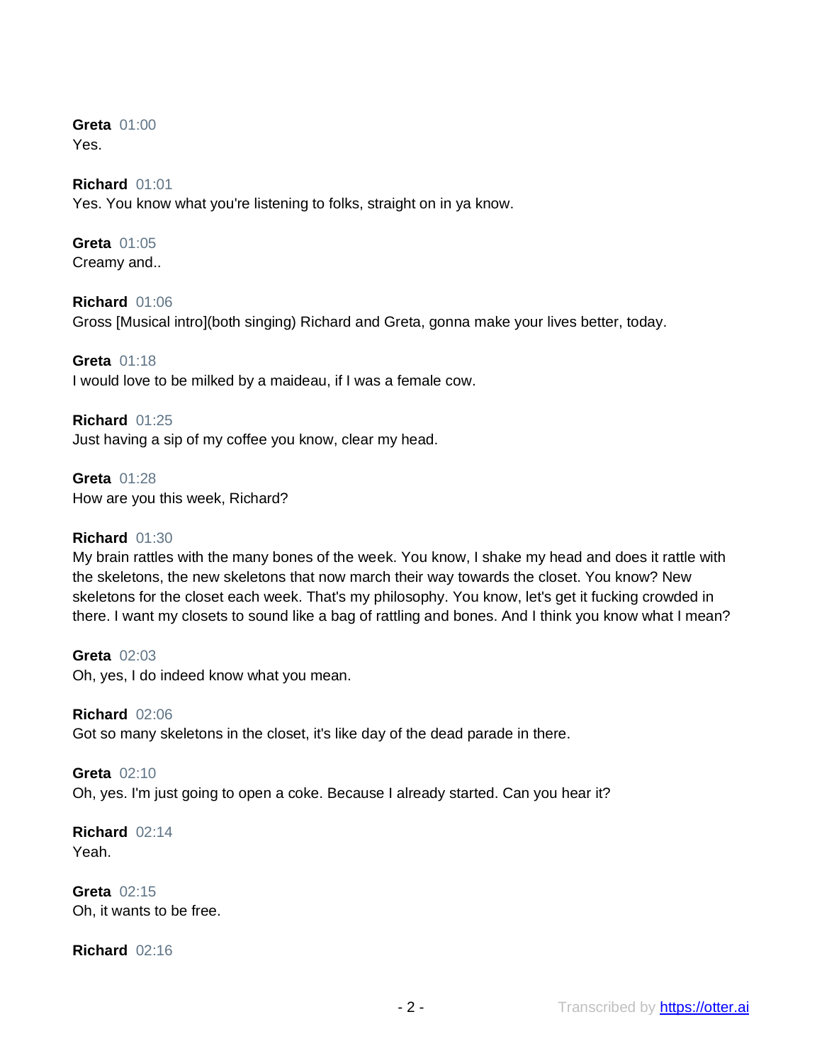**Greta** 01:00
Yes.

**Richard** 01:01
Yes. You know what you're listening to folks, straight on in ya know.

**Greta** 01:05
Creamy and..

**Richard** 01:06
Gross [Musical intro](both singing) Richard and Greta, gonna make your lives better, today.

**Greta** 01:18
I would love to be milked by a maideau, if I was a female cow.

**Richard** 01:25
Just having a sip of my coffee you know, clear my head.

**Greta** 01:28
How are you this week, Richard?

**Richard** 01:30
My brain rattles with the many bones of the week. You know, I shake my head and does it rattle with the skeletons, the new skeletons that now march their way towards the closet. You know? New skeletons for the closet each week. That's my philosophy. You know, let's get it fucking crowded in there. I want my closets to sound like a bag of rattling and bones. And I think you know what I mean?

**Greta** 02:03
Oh, yes, I do indeed know what you mean.

**Richard** 02:06
Got so many skeletons in the closet, it's like day of the dead parade in there.

**Greta** 02:10
Oh, yes. I'm just going to open a coke. Because I already started. Can you hear it?

**Richard** 02:14
Yeah.

**Greta** 02:15
Oh, it wants to be free.

**Richard** 02:16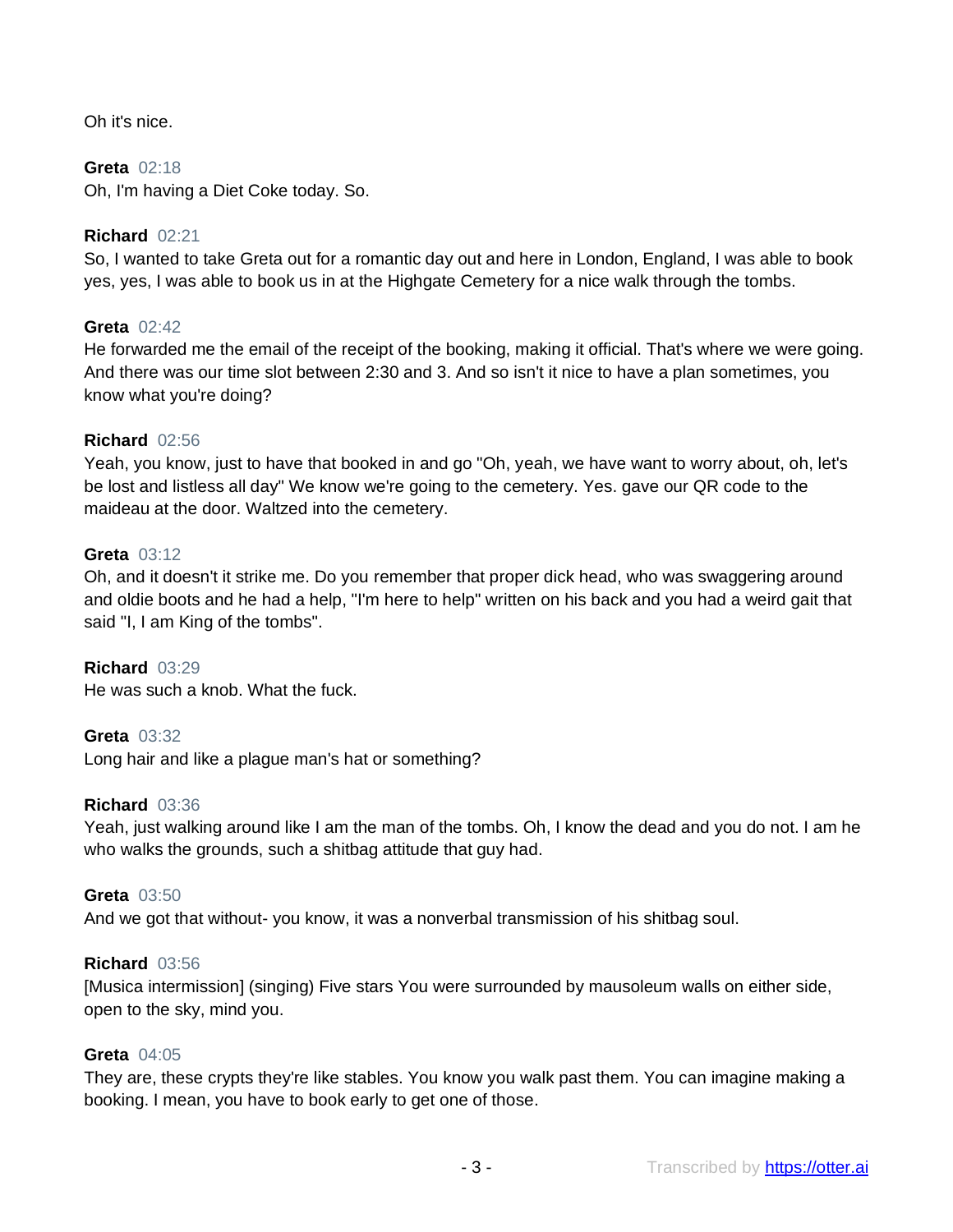Oh it's nice.

**Greta** 02:18
Oh, I'm having a Diet Coke today. So.

**Richard** 02:21
So, I wanted to take Greta out for a romantic day out and here in London, England, I was able to book yes, yes, I was able to book us in at the Highgate Cemetery for a nice walk through the tombs.

**Greta** 02:42
He forwarded me the email of the receipt of the booking, making it official. That's where we were going. And there was our time slot between 2:30 and 3. And so isn't it nice to have a plan sometimes, you know what you're doing?

**Richard** 02:56
Yeah, you know, just to have that booked in and go "Oh, yeah, we have want to worry about, oh, let's be lost and listless all day" We know we're going to the cemetery. Yes. gave our QR code to the maideau at the door. Waltzed into the cemetery.

**Greta** 03:12
Oh, and it doesn't it strike me. Do you remember that proper dick head, who was swaggering around and oldie boots and he had a help, "I'm here to help" written on his back and you had a weird gait that said "I, I am King of the tombs".

**Richard** 03:29
He was such a knob. What the fuck.

**Greta** 03:32
Long hair and like a plague man's hat or something?

**Richard** 03:36
Yeah, just walking around like I am the man of the tombs. Oh, I know the dead and you do not. I am he who walks the grounds, such a shitbag attitude that guy had.

**Greta** 03:50
And we got that without- you know, it was a nonverbal transmission of his shitbag soul.

**Richard** 03:56
[Musica intermission] (singing) Five stars You were surrounded by mausoleum walls on either side, open to the sky, mind you.

**Greta** 04:05
They are, these crypts they're like stables. You know you walk past them. You can imagine making a booking. I mean, you have to book early to get one of those.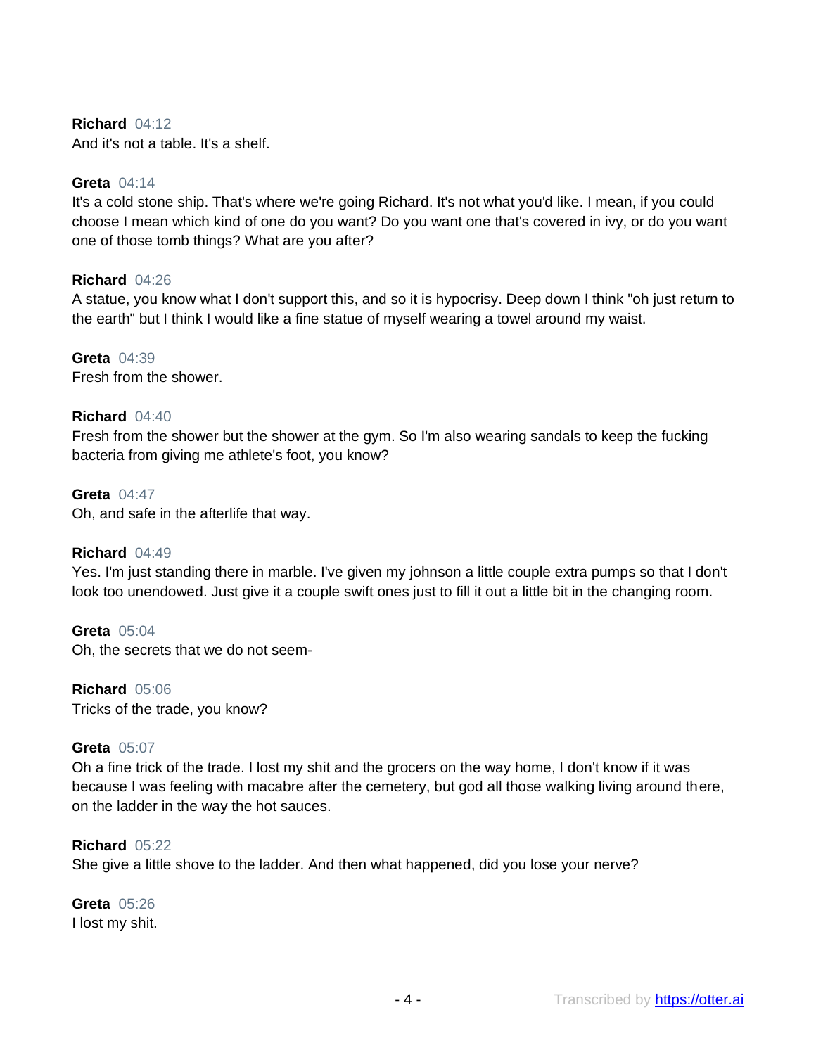**Richard** 04:12
And it's not a table. It's a shelf.

**Greta** 04:14
It's a cold stone ship. That's where we're going Richard. It's not what you'd like. I mean, if you could choose I mean which kind of one do you want? Do you want one that's covered in ivy, or do you want one of those tomb things? What are you after?

**Richard** 04:26
A statue, you know what I don't support this, and so it is hypocrisy. Deep down I think "oh just return to the earth" but I think I would like a fine statue of myself wearing a towel around my waist.

**Greta** 04:39
Fresh from the shower.

**Richard** 04:40
Fresh from the shower but the shower at the gym. So I'm also wearing sandals to keep the fucking bacteria from giving me athlete's foot, you know?

**Greta** 04:47
Oh, and safe in the afterlife that way.

**Richard** 04:49
Yes. I'm just standing there in marble. I've given my johnson a little couple extra pumps so that I don't look too unendowed. Just give it a couple swift ones just to fill it out a little bit in the changing room.

**Greta** 05:04
Oh, the secrets that we do not seem-

**Richard** 05:06
Tricks of the trade, you know?

**Greta** 05:07
Oh a fine trick of the trade. I lost my shit and the grocers on the way home, I don't know if it was because I was feeling with macabre after the cemetery, but god all those walking living around there, on the ladder in the way the hot sauces.

**Richard** 05:22
She give a little shove to the ladder. And then what happened, did you lose your nerve?

**Greta** 05:26
I lost my shit.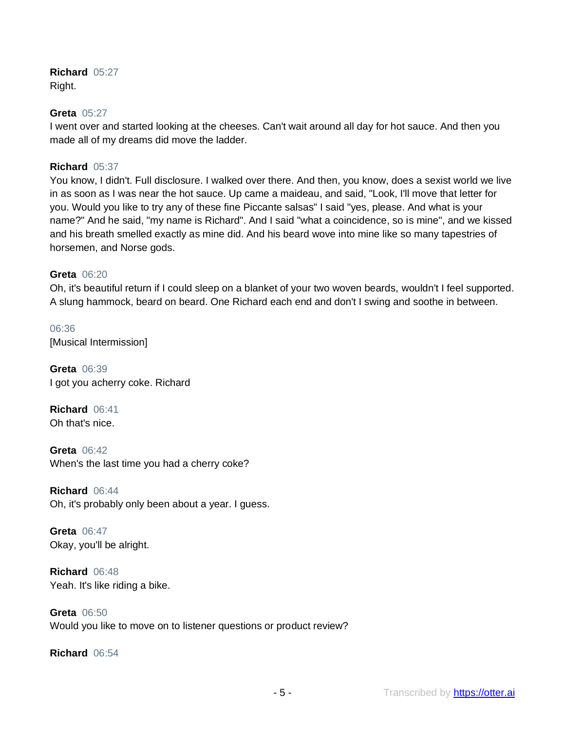**Richard** 05:27
Right.

**Greta** 05:27
I went over and started looking at the cheeses. Can't wait around all day for hot sauce. And then you made all of my dreams did move the ladder.

**Richard** 05:37
You know, I didn't. Full disclosure. I walked over there. And then, you know, does a sexist world we live in as soon as I was near the hot sauce. Up came a maideau, and said, "Look, I'll move that letter for you. Would you like to try any of these fine Piccante salsas" I said "yes, please. And what is your name?" And he said, "my name is Richard". And I said "what a coincidence, so is mine", and we kissed and his breath smelled exactly as mine did. And his beard wove into mine like so many tapestries of horsemen, and Norse gods.

**Greta** 06:20
Oh, it's beautiful return if I could sleep on a blanket of your two woven beards, wouldn't I feel supported. A slung hammock, beard on beard. One Richard each end and don't I swing and soothe in between.

06:36
[Musical Intermission]

**Greta** 06:39
I got you acherry coke. Richard

**Richard** 06:41
Oh that's nice.

**Greta** 06:42
When's the last time you had a cherry coke?

**Richard** 06:44
Oh, it's probably only been about a year. I guess.

**Greta** 06:47
Okay, you'll be alright.

**Richard** 06:48
Yeah. It's like riding a bike.

**Greta** 06:50
Would you like to move on to listener questions or product review?

**Richard** 06:54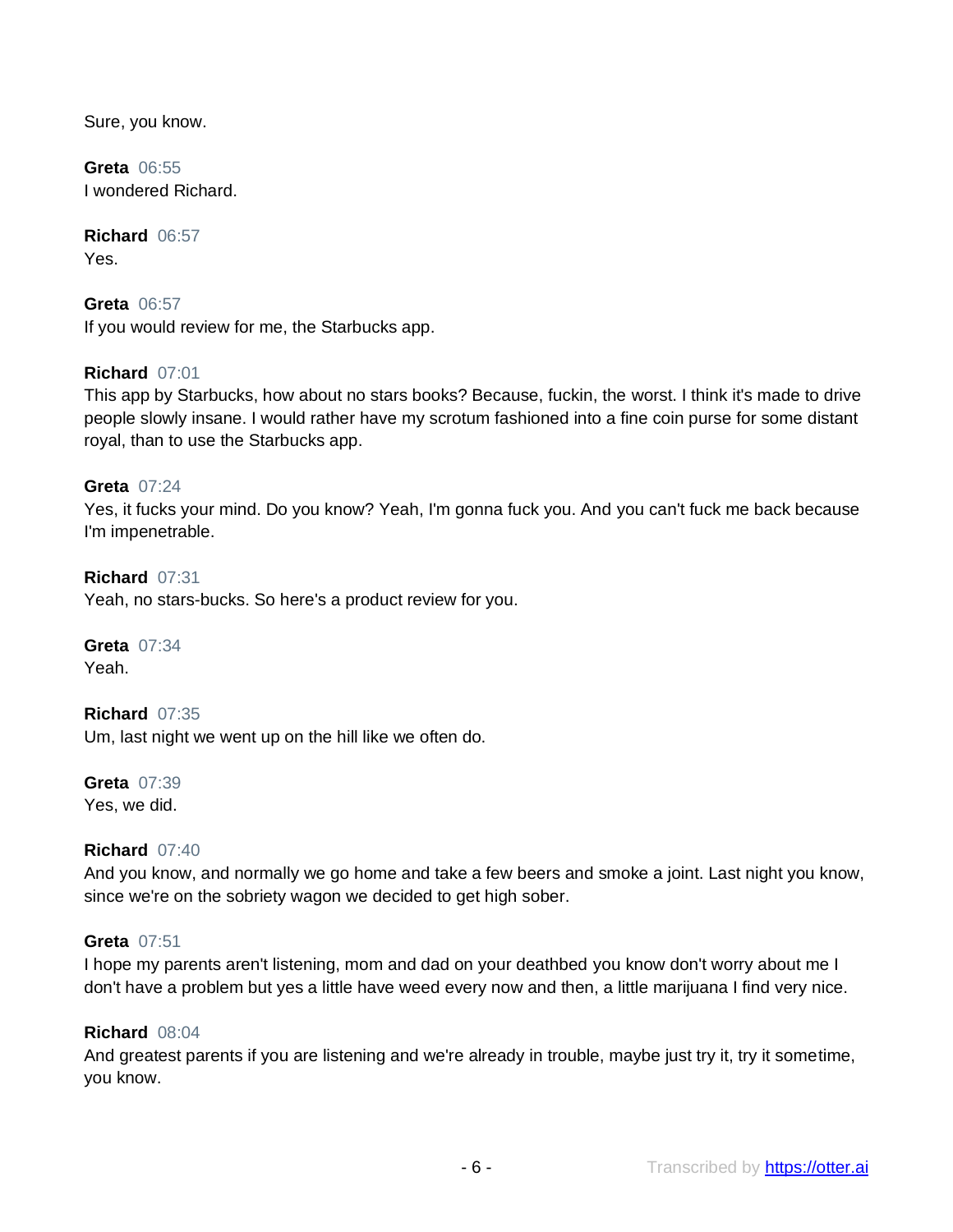Sure, you know.

**Greta** 06:55
I wondered Richard.

**Richard** 06:57
Yes.

**Greta** 06:57
If you would review for me, the Starbucks app.

**Richard** 07:01
This app by Starbucks, how about no stars books? Because, fuckin, the worst. I think it's made to drive people slowly insane. I would rather have my scrotum fashioned into a fine coin purse for some distant royal, than to use the Starbucks app.

**Greta** 07:24
Yes, it fucks your mind. Do you know? Yeah, I'm gonna fuck you. And you can't fuck me back because I'm impenetrable.

**Richard** 07:31
Yeah, no stars-bucks. So here's a product review for you.

**Greta** 07:34
Yeah.

**Richard** 07:35
Um, last night we went up on the hill like we often do.

**Greta** 07:39
Yes, we did.

**Richard** 07:40
And you know, and normally we go home and take a few beers and smoke a joint. Last night you know, since we're on the sobriety wagon we decided to get high sober.

**Greta** 07:51
I hope my parents aren't listening, mom and dad on your deathbed you know don't worry about me I don't have a problem but yes a little have weed every now and then, a little marijuana I find very nice.

**Richard** 08:04
And greatest parents if you are listening and we're already in trouble, maybe just try it, try it sometime, you know.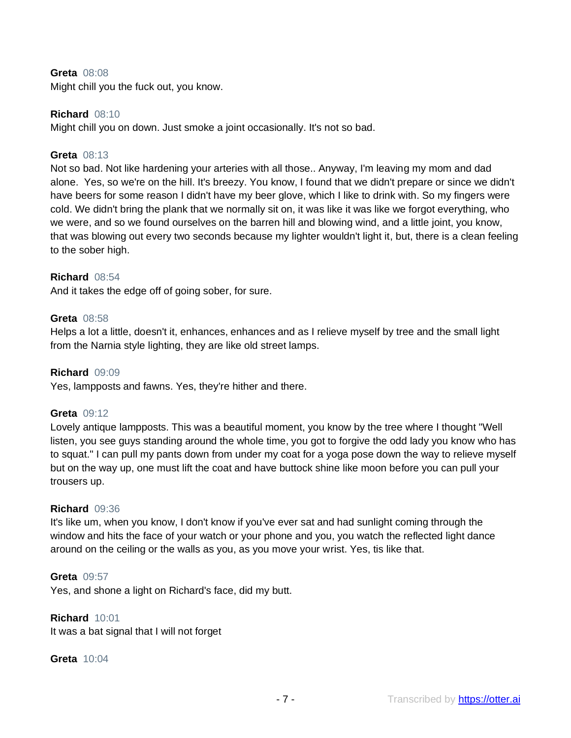**Greta** 08:08
Might chill you the fuck out, you know.

**Richard** 08:10
Might chill you on down. Just smoke a joint occasionally. It's not so bad.

**Greta** 08:13
Not so bad. Not like hardening your arteries with all those.. Anyway, I'm leaving my mom and dad alone. Yes, so we're on the hill. It's breezy. You know, I found that we didn't prepare or since we didn't have beers for some reason I didn't have my beer glove, which I like to drink with. So my fingers were cold. We didn't bring the plank that we normally sit on, it was like it was like we forgot everything, who we were, and so we found ourselves on the barren hill and blowing wind, and a little joint, you know, that was blowing out every two seconds because my lighter wouldn't light it, but, there is a clean feeling to the sober high.

**Richard** 08:54
And it takes the edge off of going sober, for sure.

**Greta** 08:58
Helps a lot a little, doesn't it, enhances, enhances and as I relieve myself by tree and the small light from the Narnia style lighting, they are like old street lamps.

**Richard** 09:09
Yes, lampposts and fawns. Yes, they're hither and there.

**Greta** 09:12
Lovely antique lampposts. This was a beautiful moment, you know by the tree where I thought "Well listen, you see guys standing around the whole time, you got to forgive the odd lady you know who has to squat." I can pull my pants down from under my coat for a yoga pose down the way to relieve myself but on the way up, one must lift the coat and have buttock shine like moon before you can pull your trousers up.

**Richard** 09:36
It's like um, when you know, I don't know if you've ever sat and had sunlight coming through the window and hits the face of your watch or your phone and you, you watch the reflected light dance around on the ceiling or the walls as you, as you move your wrist. Yes, tis like that.

**Greta** 09:57
Yes, and shone a light on Richard's face, did my butt.

**Richard** 10:01
It was a bat signal that I will not forget

**Greta** 10:04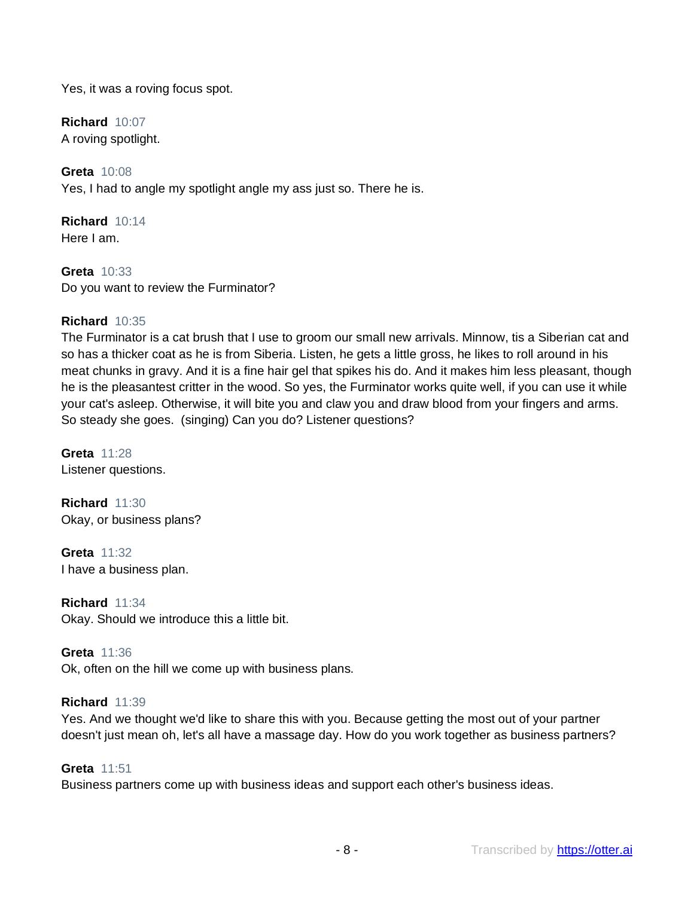Yes, it was a roving focus spot.

**Richard** 10:07
A roving spotlight.

**Greta** 10:08
Yes, I had to angle my spotlight angle my ass just so. There he is.

**Richard** 10:14
Here I am.

**Greta** 10:33
Do you want to review the Furminator?

**Richard** 10:35
The Furminator is a cat brush that I use to groom our small new arrivals. Minnow, tis a Siberian cat and so has a thicker coat as he is from Siberia. Listen, he gets a little gross, he likes to roll around in his meat chunks in gravy. And it is a fine hair gel that spikes his do. And it makes him less pleasant, though he is the pleasantest critter in the wood. So yes, the Furminator works quite well, if you can use it while your cat's asleep. Otherwise, it will bite you and claw you and draw blood from your fingers and arms. So steady she goes. (singing) Can you do? Listener questions?

**Greta** 11:28
Listener questions.

**Richard** 11:30
Okay, or business plans?

**Greta** 11:32
I have a business plan.

**Richard** 11:34
Okay. Should we introduce this a little bit.

**Greta** 11:36
Ok, often on the hill we come up with business plans.

**Richard** 11:39
Yes. And we thought we'd like to share this with you. Because getting the most out of your partner doesn't just mean oh, let's all have a massage day. How do you work together as business partners?

**Greta** 11:51
Business partners come up with business ideas and support each other's business ideas.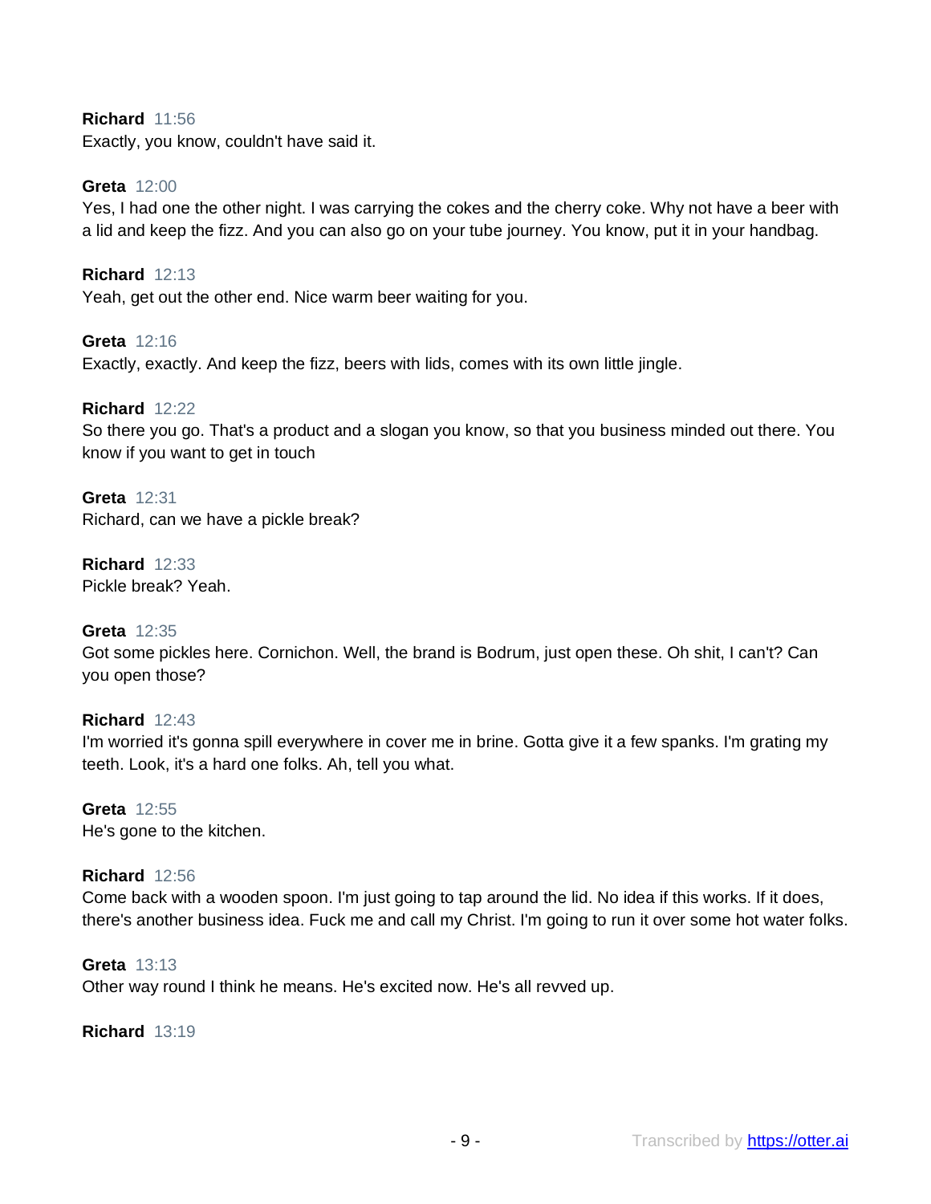**Richard** 11:56
Exactly, you know, couldn't have said it.

**Greta** 12:00
Yes, I had one the other night. I was carrying the cokes and the cherry coke. Why not have a beer with a lid and keep the fizz. And you can also go on your tube journey. You know, put it in your handbag.

**Richard** 12:13
Yeah, get out the other end. Nice warm beer waiting for you.

**Greta** 12:16
Exactly, exactly. And keep the fizz, beers with lids, comes with its own little jingle.

**Richard** 12:22
So there you go. That's a product and a slogan you know, so that you business minded out there. You know if you want to get in touch

**Greta** 12:31
Richard, can we have a pickle break?

**Richard** 12:33
Pickle break? Yeah.

**Greta** 12:35
Got some pickles here. Cornichon. Well, the brand is Bodrum, just open these. Oh shit, I can't? Can you open those?

**Richard** 12:43
I'm worried it's gonna spill everywhere in cover me in brine. Gotta give it a few spanks. I'm grating my teeth. Look, it's a hard one folks. Ah, tell you what.

**Greta** 12:55
He's gone to the kitchen.

**Richard** 12:56
Come back with a wooden spoon. I'm just going to tap around the lid. No idea if this works. If it does, there's another business idea. Fuck me and call my Christ. I'm going to run it over some hot water folks.

**Greta** 13:13
Other way round I think he means. He's excited now. He's all revved up.

**Richard** 13:19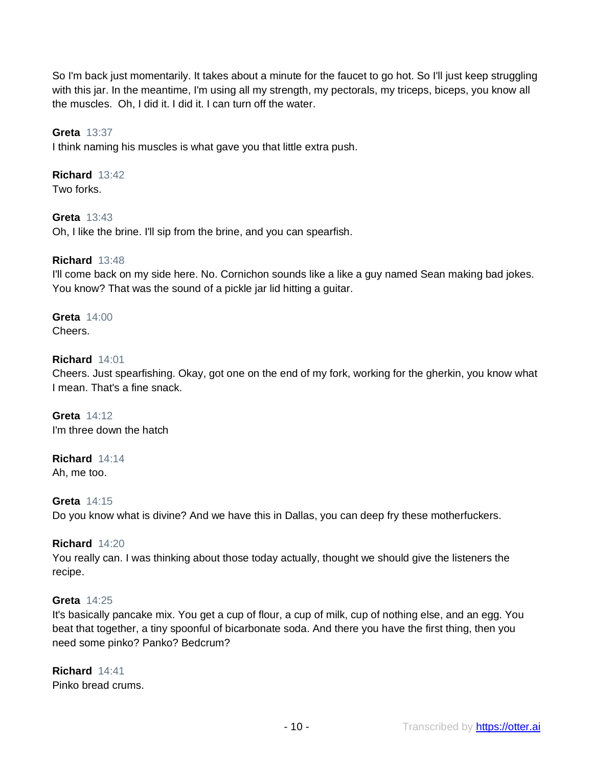So I'm back just momentarily. It takes about a minute for the faucet to go hot. So I'll just keep struggling with this jar. In the meantime, I'm using all my strength, my pectorals, my triceps, biceps, you know all the muscles.  Oh, I did it. I did it. I can turn off the water.

**Greta** 13:37
I think naming his muscles is what gave you that little extra push.

**Richard** 13:42
Two forks.

**Greta** 13:43
Oh, I like the brine. I'll sip from the brine, and you can spearfish.

**Richard** 13:48
I'll come back on my side here. No. Cornichon sounds like a like a guy named Sean making bad jokes. You know? That was the sound of a pickle jar lid hitting a guitar.

**Greta** 14:00
Cheers.

**Richard** 14:01
Cheers. Just spearfishing. Okay, got one on the end of my fork, working for the gherkin, you know what I mean. That's a fine snack.

**Greta** 14:12
I'm three down the hatch

**Richard** 14:14
Ah, me too.

**Greta** 14:15
Do you know what is divine? And we have this in Dallas, you can deep fry these motherfuckers.

**Richard** 14:20
You really can. I was thinking about those today actually, thought we should give the listeners the recipe.

**Greta** 14:25
It's basically pancake mix. You get a cup of flour, a cup of milk, cup of nothing else, and an egg. You beat that together, a tiny spoonful of bicarbonate soda. And there you have the first thing, then you need some pinko? Panko? Bedcrum?

**Richard** 14:41
Pinko bread crums.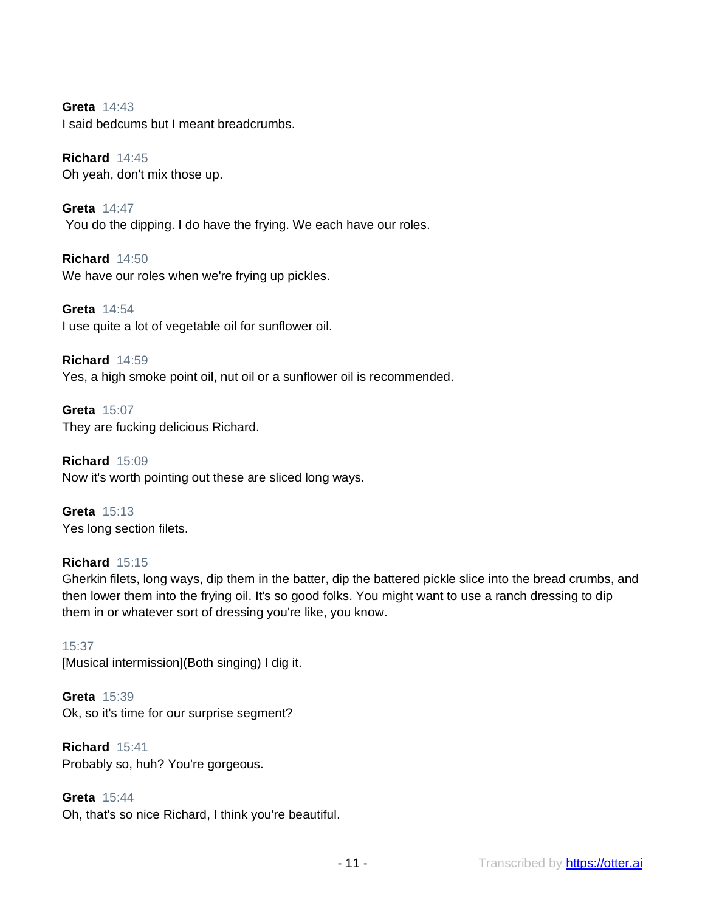**Greta** 14:43
I said bedcums but I meant breadcrumbs.

**Richard** 14:45
Oh yeah, don't mix those up.

**Greta** 14:47
You do the dipping. I do have the frying. We each have our roles.

**Richard** 14:50
We have our roles when we're frying up pickles.

**Greta** 14:54
I use quite a lot of vegetable oil for sunflower oil.

**Richard** 14:59
Yes, a high smoke point oil, nut oil or a sunflower oil is recommended.

**Greta** 15:07
They are fucking delicious Richard.

**Richard** 15:09
Now it's worth pointing out these are sliced long ways.

**Greta** 15:13
Yes long section filets.

**Richard** 15:15
Gherkin filets, long ways, dip them in the batter, dip the battered pickle slice into the bread crumbs, and then lower them into the frying oil. It's so good folks. You might want to use a ranch dressing to dip them in or whatever sort of dressing you're like, you know.

15:37
[Musical intermission](Both singing) I dig it.

**Greta** 15:39
Ok, so it's time for our surprise segment?

**Richard** 15:41
Probably so, huh? You're gorgeous.

**Greta** 15:44
Oh, that's so nice Richard, I think you're beautiful.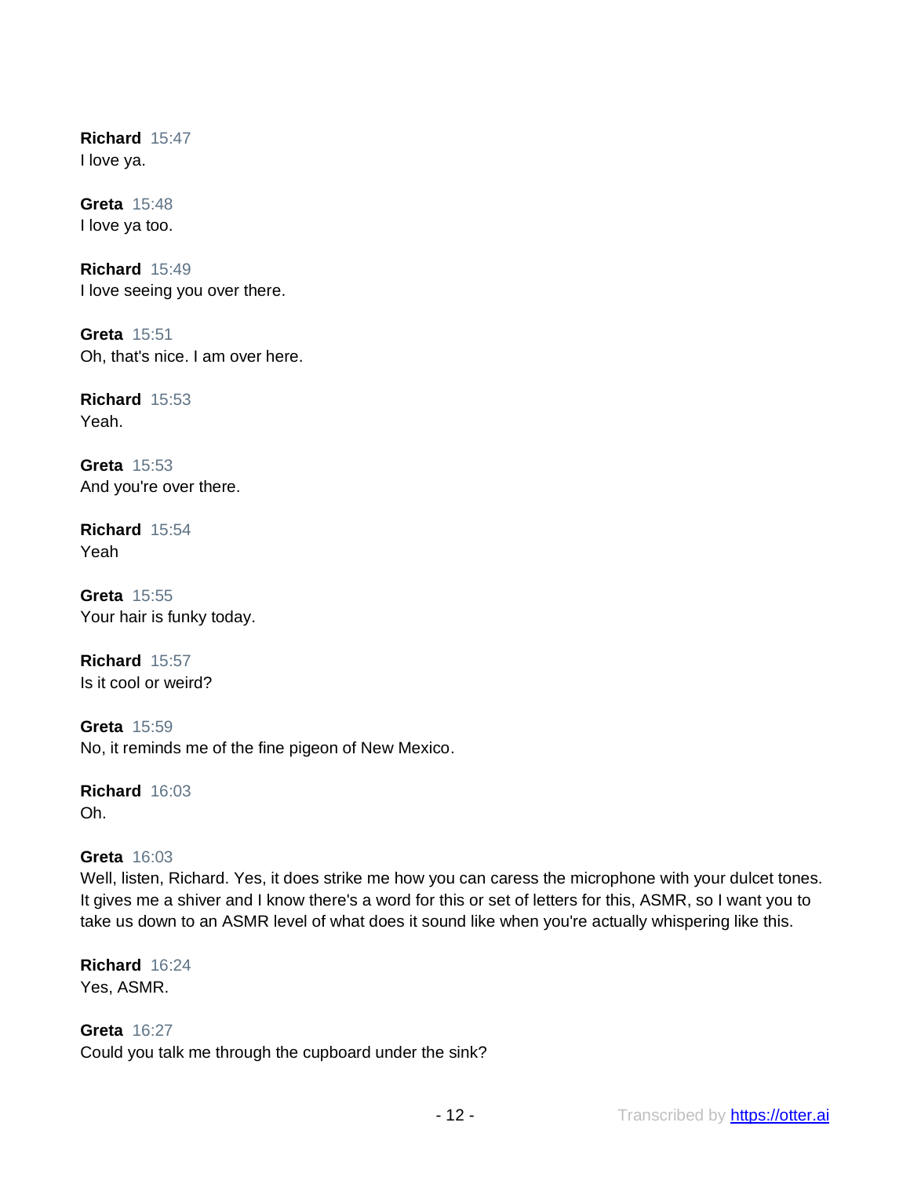**Richard** 15:47
I love ya.

**Greta** 15:48
I love ya too.

**Richard** 15:49
I love seeing you over there.

**Greta** 15:51
Oh, that's nice. I am over here.

**Richard** 15:53
Yeah.

**Greta** 15:53
And you're over there.

**Richard** 15:54
Yeah

**Greta** 15:55
Your hair is funky today.

**Richard** 15:57
Is it cool or weird?

**Greta** 15:59
No, it reminds me of the fine pigeon of New Mexico.

**Richard** 16:03
Oh.

**Greta** 16:03
Well, listen, Richard. Yes, it does strike me how you can caress the microphone with your dulcet tones. It gives me a shiver and I know there's a word for this or set of letters for this, ASMR, so I want you to take us down to an ASMR level of what does it sound like when you're actually whispering like this.

**Richard** 16:24
Yes, ASMR.

**Greta** 16:27
Could you talk me through the cupboard under the sink?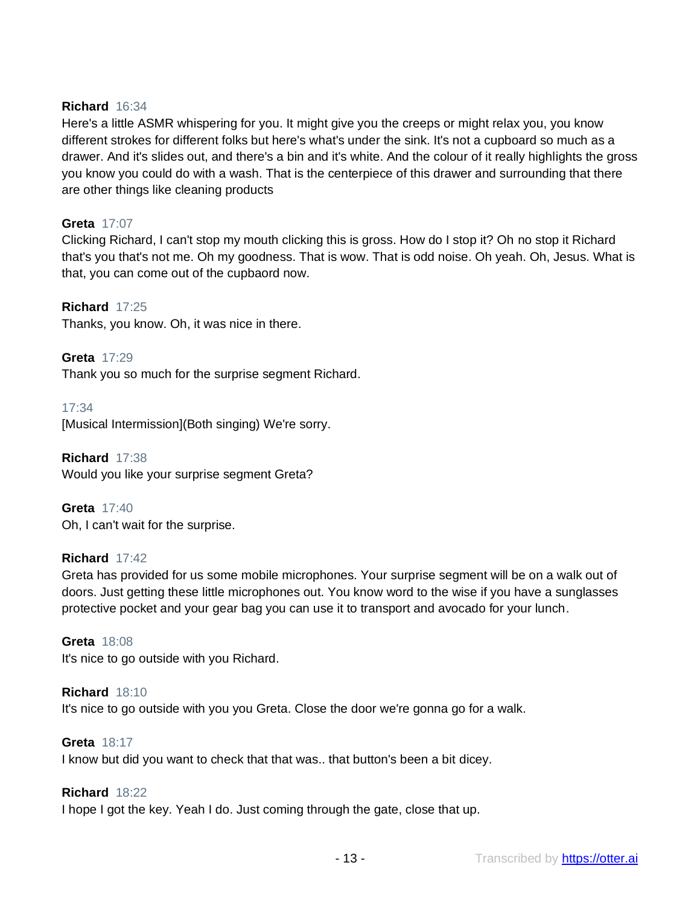**Richard** 16:34
Here's a little ASMR whispering for you. It might give you the creeps or might relax you, you know different strokes for different folks but here's what's under the sink. It's not a cupboard so much as a drawer. And it's slides out, and there's a bin and it's white. And the colour of it really highlights the gross you know you could do with a wash. That is the centerpiece of this drawer and surrounding that there are other things like cleaning products

**Greta** 17:07
Clicking Richard, I can't stop my mouth clicking this is gross. How do I stop it? Oh no stop it Richard that's you that's not me. Oh my goodness. That is wow. That is odd noise. Oh yeah. Oh, Jesus. What is that, you can come out of the cupbaord now.

**Richard** 17:25
Thanks, you know. Oh, it was nice in there.

**Greta** 17:29
Thank you so much for the surprise segment Richard.

17:34
[Musical Intermission](Both singing) We're sorry.

**Richard** 17:38
Would you like your surprise segment Greta?

**Greta** 17:40
Oh, I can't wait for the surprise.

**Richard** 17:42
Greta has provided for us some mobile microphones. Your surprise segment will be on a walk out of doors. Just getting these little microphones out. You know word to the wise if you have a sunglasses protective pocket and your gear bag you can use it to transport and avocado for your lunch.

**Greta** 18:08
It's nice to go outside with you Richard.

**Richard** 18:10
It's nice to go outside with you you Greta. Close the door we're gonna go for a walk.

**Greta** 18:17
I know but did you want to check that that was.. that button's been a bit dicey.

**Richard** 18:22
I hope I got the key. Yeah I do. Just coming through the gate, close that up.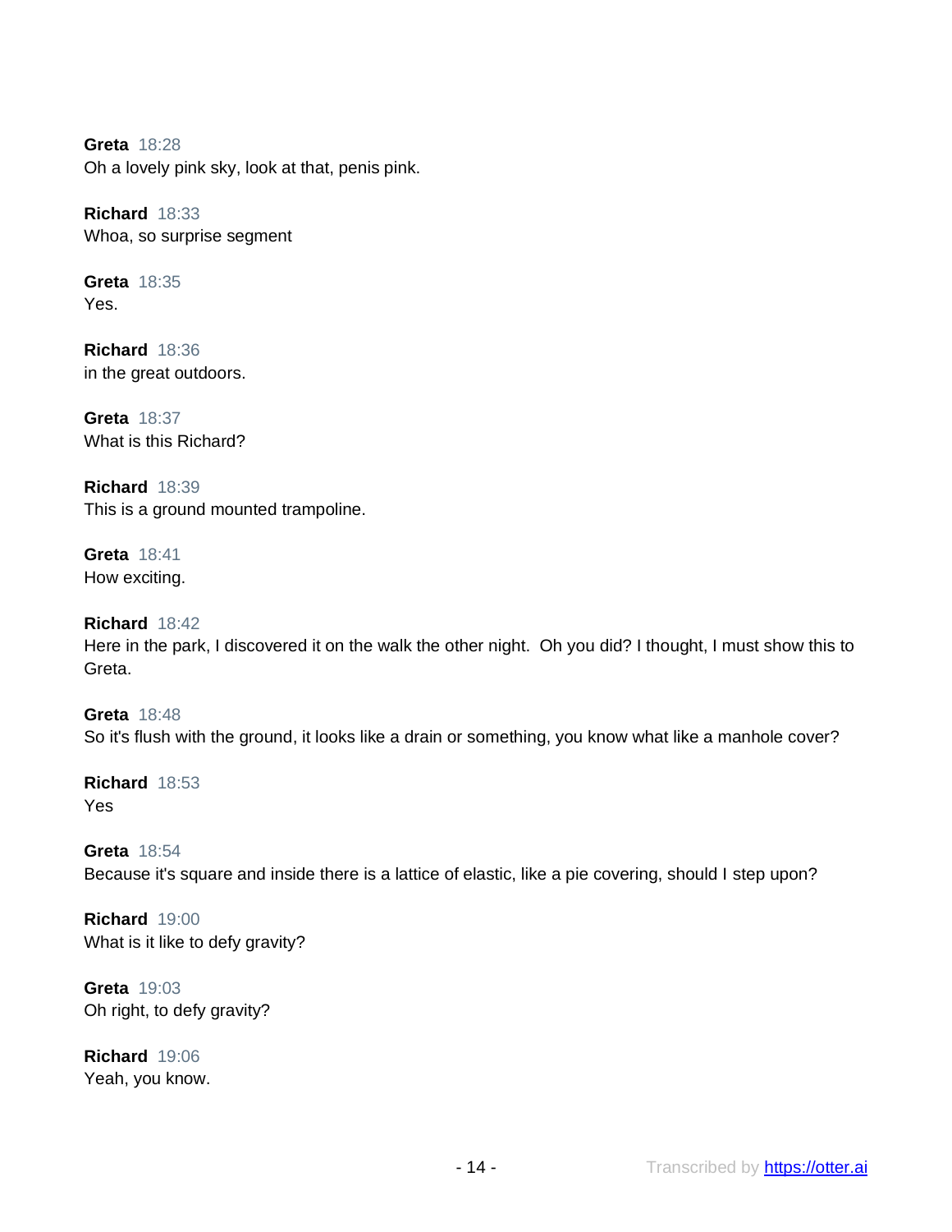**Greta** 18:28
Oh a lovely pink sky, look at that, penis pink.

**Richard** 18:33
Whoa, so surprise segment

**Greta** 18:35
Yes.

**Richard** 18:36
in the great outdoors.

**Greta** 18:37
What is this Richard?

**Richard** 18:39
This is a ground mounted trampoline.

**Greta** 18:41
How exciting.

**Richard** 18:42
Here in the park, I discovered it on the walk the other night. Oh you did? I thought, I must show this to Greta.

**Greta** 18:48
So it's flush with the ground, it looks like a drain or something, you know what like a manhole cover?

**Richard** 18:53
Yes

**Greta** 18:54
Because it's square and inside there is a lattice of elastic, like a pie covering, should I step upon?

**Richard** 19:00
What is it like to defy gravity?

**Greta** 19:03
Oh right, to defy gravity?

**Richard** 19:06
Yeah, you know.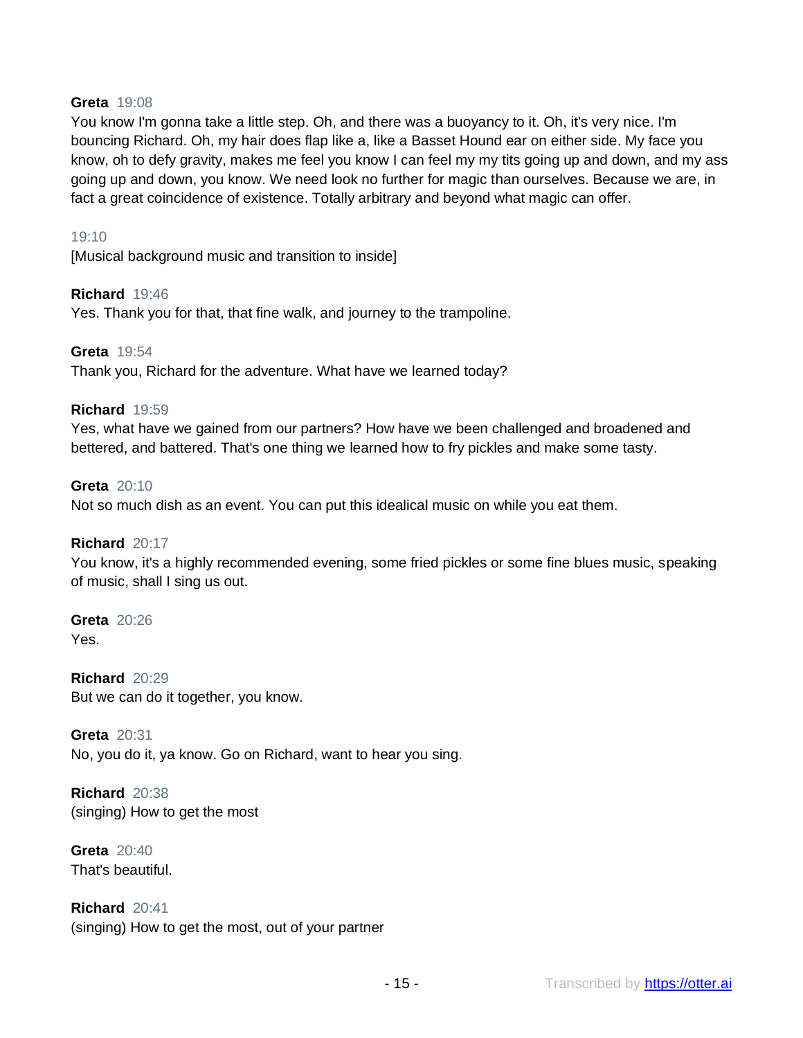**Greta** 19:08
You know I'm gonna take a little step. Oh, and there was a buoyancy to it. Oh, it's very nice. I'm bouncing Richard. Oh, my hair does flap like a, like a Basset Hound ear on either side. My face you know, oh to defy gravity, makes me feel you know I can feel my my tits going up and down, and my ass going up and down, you know. We need look no further for magic than ourselves. Because we are, in fact a great coincidence of existence. Totally arbitrary and beyond what magic can offer.

19:10
[Musical background music and transition to inside]

**Richard** 19:46
Yes. Thank you for that, that fine walk, and journey to the trampoline.

**Greta** 19:54
Thank you, Richard for the adventure. What have we learned today?

**Richard** 19:59
Yes, what have we gained from our partners? How have we been challenged and broadened and bettered, and battered. That's one thing we learned how to fry pickles and make some tasty.

**Greta** 20:10
Not so much dish as an event. You can put this idealical music on while you eat them.

**Richard** 20:17
You know, it's a highly recommended evening, some fried pickles or some fine blues music, speaking of music, shall I sing us out.

**Greta** 20:26
Yes.

**Richard** 20:29
But we can do it together, you know.

**Greta** 20:31
No, you do it, ya know. Go on Richard, want to hear you sing.

**Richard** 20:38
(singing) How to get the most

**Greta** 20:40
That's beautiful.

**Richard** 20:41
(singing) How to get the most, out of your partner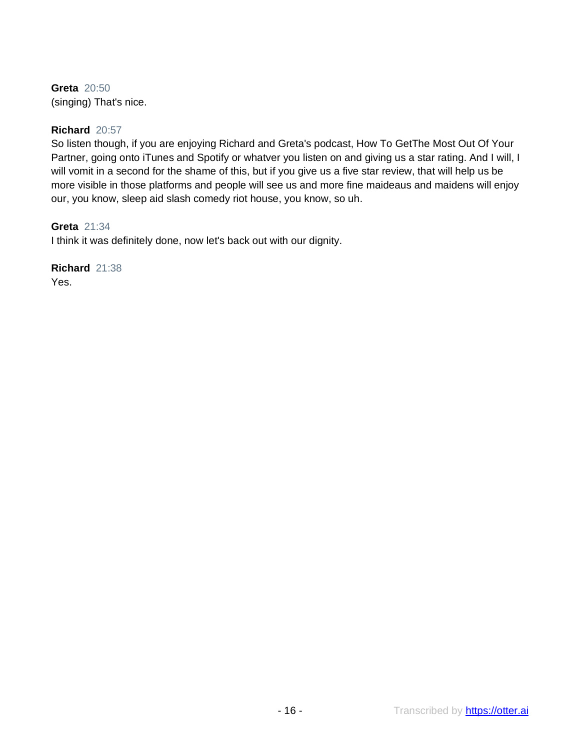**Greta** 20:50
(singing) That's nice.

**Richard** 20:57
So listen though, if you are enjoying Richard and Greta's podcast, How To GetThe Most Out Of Your Partner, going onto iTunes and Spotify or whatver you listen on and giving us a star rating. And I will, I will vomit in a second for the shame of this, but if you give us a five star review, that will help us be more visible in those platforms and people will see us and more fine maideaus and maidens will enjoy our, you know, sleep aid slash comedy riot house, you know, so uh.

**Greta** 21:34
I think it was definitely done, now let's back out with our dignity.

**Richard** 21:38
Yes.

Transcribed by https://otter.ai